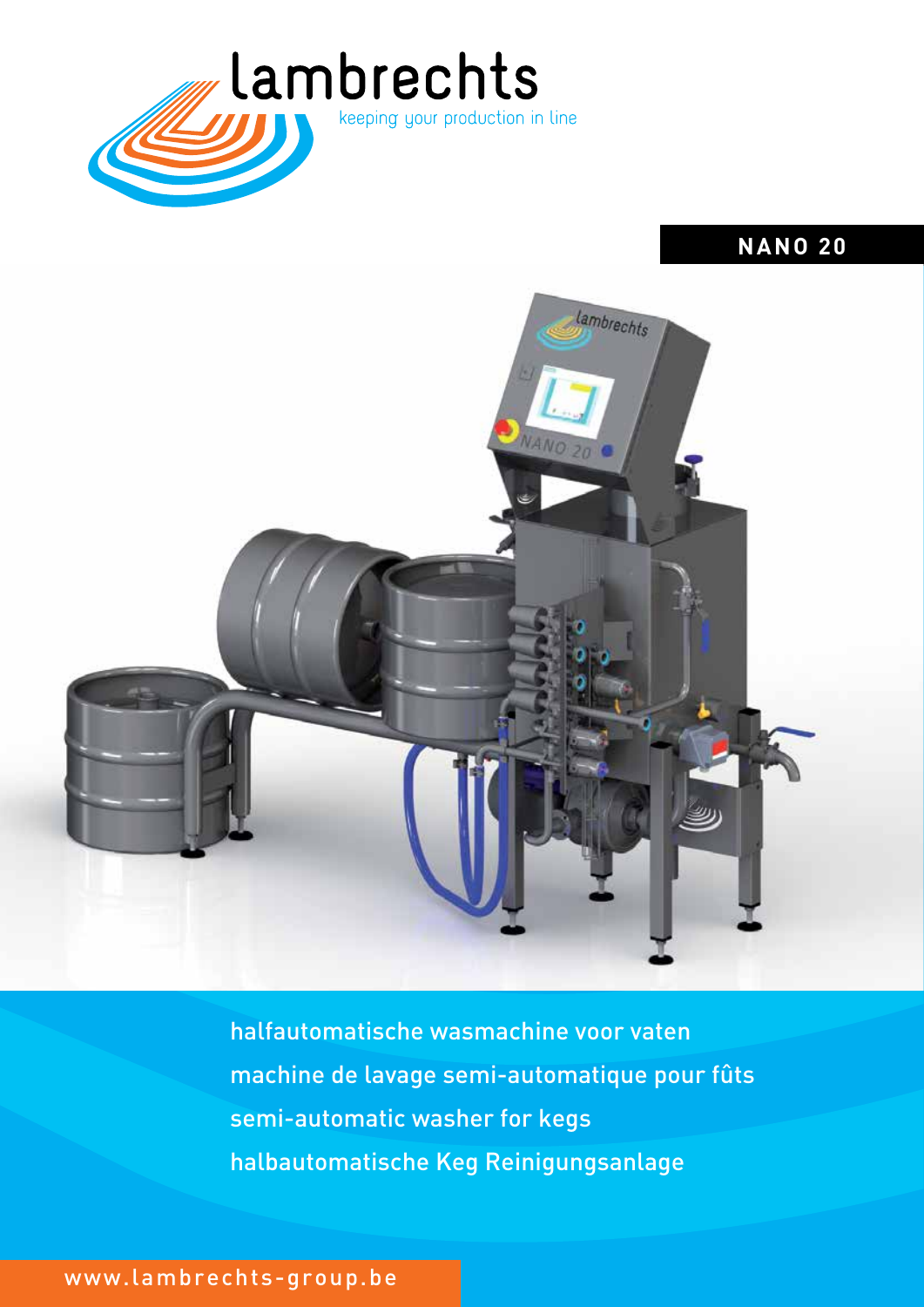lambrechts

keeping your production in line

# NANO 20

halfautomatische wasmachine voor vaten

machine de lavage semi-automatique pour fûts

semi-automatic washer for kegs

halbautomatische Keg Reinigungsanlage

www.lambrechts-group.be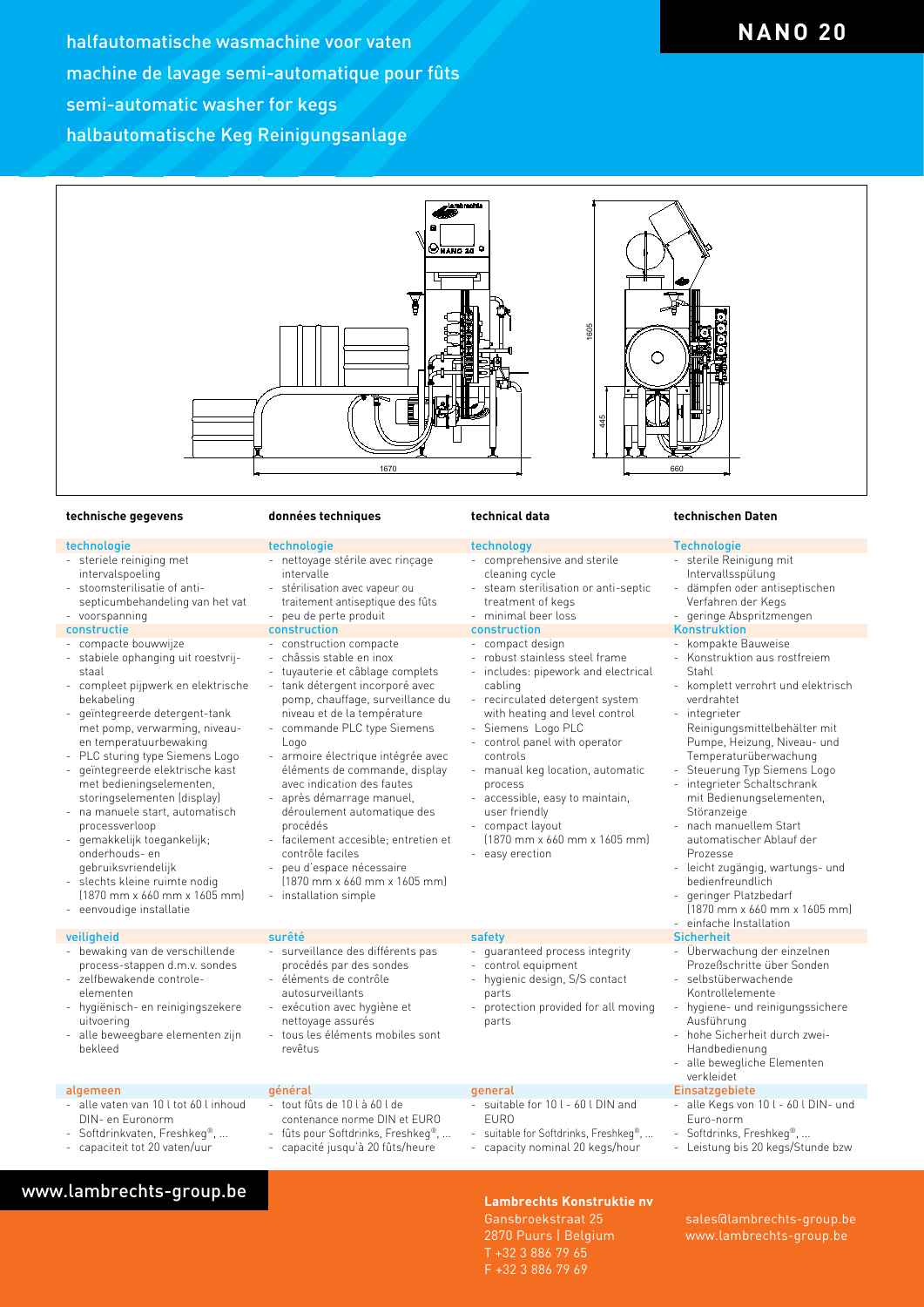# NANO 20

halfautomatische wasmachine voor vaten
machine de lavage semi-automatique pour fûts
semi-automatic washer for kegs
halbautomatische Keg Reinigungsanlage

1670
1605
445
660

## technische gegevens

### technologie
- steriele reiniging met intervalspoeling
- stoomsterilisatie of anti-septicumbehandeling van het vat
- voorspanning

### constructie
- compacte bouwwijze
- stabiele ophanging uit roestvrij-staal
- compleet pijpwerk en elektrische bekabeling
- geïntegreerde detergent-tank met pomp, verwarming, niveau-en temperatuurbewaking
- PLC sturing type Siemens Logo
- geïntegreerde elektrische kast met bedieningselementen, storingselementen (display)
- na manuele start, automatisch processverloop
- gemakkelijk toegankelijk; onderhouds- en gebruiksvriendelijk
- slechts kleine ruimte nodig (1870 mm x 660 mm x 1605 mm)
- eenvoudige installatie

### veiligheid
- bewaking van de verschillende process-stappen d.m.v. sondes
- zelfbewakende controle-elementen
- hygiënisch- en reinigingszekere uitvoering
- alle beweegbare elementen zijn bekleed

### algemeen
- alle vaten van 10 l tot 60 l inhoud DIN- en Euronorm
- Softdrinkvaten, Freshkeg®, ...
- capaciteit tot 20 vaten/uur

## données techniques

### technologie
- nettoyage stérile avec rinçage intervalle
- stérilisation avec vapeur ou traitement antiseptique des fûts
- peu de perte produit

### construction
- construction compacte
- châssis stable en inox
- tuyauterie et câblage complets
- tank détergent incorporé avec pomp, chauffage, surveillance du niveau et de la température
- commande PLC type Siemens Logo
- armoire électrique intégrée avec éléments de commande, display avec indication des fautes
- après démarrage manuel, déroulement automatique des procédés
- facilement accesible; entretien et contrôle faciles
- peu d'espace nécessaire (1870 mm x 660 mm x 1605 mm)
- installation simple

### surêté
- surveillance des différents pas procédés par des sondes
- éléments de contrôle autosurveillants
- exécution avec hygiène et nettoyage assurés
- tous les éléments mobiles sont revêtus

### général
- tout fûts de 10 l à 60 l de contenance norme DIN et EURO
- fûts pour Softdrinks, Freshkeg®, ...
- capacité jusqu'à 20 fûts/heure

## technical data

### technology
- comprehensive and sterile cleaning cycle
- steam sterilisation or anti-septic treatment of kegs
- minimal beer loss

### construction
- compact design
- robust stainless steel frame
- includes: pipework and electrical cabling
- recirculated detergent system with heating and level control
- Siemens Logo PLC
- control panel with operator controls
- manual keg location, automatic process
- accessible, easy to maintain, user friendly
- compact layout (1870 mm x 660 mm x 1605 mm)
- easy erection

### safety
- guaranteed process integrity
- control equipment
- hygienic design, S/S contact parts
- protection provided for all moving parts

### general
- suitable for 10 l - 60 l DIN and EURO
- suitable for Softdrinks, Freshkeg®, ...
- capacity nominal 20 kegs/hour

## technischen Daten

### Technologie
- sterile Reinigung mit Intervallsspülung
- dämpfen oder antiseptischen Verfahren der Kegs
- geringe Abspritzmengen

### Konstruktion
- kompakte Bauweise
- Konstruktion aus rostfreiem Stahl
- komplett verrohrt und elektrisch verdrahtet
- integrieter Reinigungsmittelbehälter mit Pumpe, Heizung, Niveau- und Temperaturüberwachung
- Steuerung Typ Siemens Logo
- integrieter Schaltschrank mit Bedienungselementen, Störanzeige
- nach manuellem Start automatischer Ablauf der Prozesse
- leicht zugängig, wartungs- und bedienfreundlich
- geringer Platzbedarf (1870 mm x 660 mm x 1605 mm)
- einfache Installation

### Sicherheit
- Überwachung der einzelnen Prozeßschritte über Sonden
- selbstüberwachende Kontrollelemente
- hygiene- und reinigungssichere Ausführung
- hohe Sicherheit durch zwei-Handbedienung
- alle bewegliche Elemente verkleidet

### Einsatzgebiete
- alle Kegs von 10 l - 60 l DIN- und Euro-norm
- Softdrinks, Freshkeg®, ...
- Leistung bis 20 kegs/Stunde bzw

www.lambrechts-group.be

**Lambrechts Konstruktie nv**
Gansbroekstraat 25
2870 Puurs | Belgium
T +32 3 886 79 65
F +32 3 886 79 69

sales@lambrechts-group.be
www.lambrechts-group.be